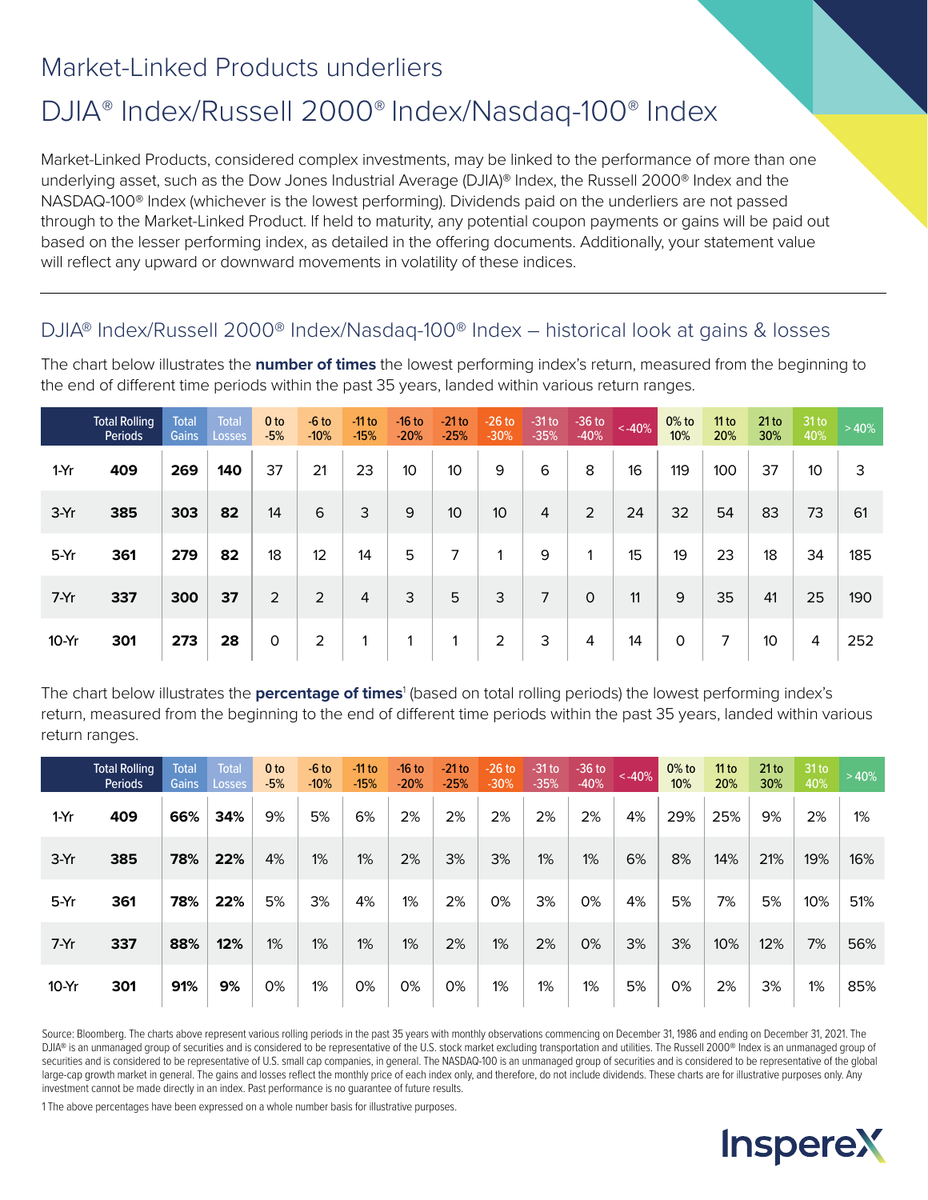# Market-Linked Products underliers

## DJIA® Index/Russell 2000® Index/Nasdaq-100® Index

Market-Linked Products, considered complex investments, may be linked to the performance of more than one underlying asset, such as the Dow Jones Industrial Average (DJIA)® Index, the Russell 2000® Index and the NASDAQ-100® Index (whichever is the lowest performing). Dividends paid on the underliers are not passed through to the Market-Linked Product. If held to maturity, any potential coupon payments or gains will be paid out based on the lesser performing index, as detailed in the offering documents. Additionally, your statement value will reflect any upward or downward movements in volatility of these indices.

### DJIA® Index/Russell 2000® Index/Nasdaq-100® Index – historical look at gains & losses

The chart below illustrates the **number of times** the lowest performing index's return, measured from the beginning to the end of different time periods within the past 35 years, landed within various return ranges.

| | Total Rolling Periods | Total Gains | Total Losses | 0 to -5% | -6 to -10% | -11 to -15% | -16 to -20% | -21 to -25% | -26 to -30% | -31 to -35% | -36 to -40% | < -40% | 0% to 10% | 11 to 20% | 21 to 30% | 31 to 40% | > 40% |
|---|---|---|---|---|---|---|---|---|---|---|---|---|---|---|---|---|---|
| 1-Yr | **409** | **269** | **140** | 37 | 21 | 23 | 10 | 10 | 9 | 6 | 8 | 16 | 119 | 100 | 37 | 10 | 3 |
| 3-Yr | **385** | **303** | **82** | 14 | 6 | 3 | 9 | 10 | 10 | 4 | 2 | 24 | 32 | 54 | 83 | 73 | 61 |
| 5-Yr | **361** | **279** | **82** | 18 | 12 | 14 | 5 | 7 | 1 | 9 | 1 | 15 | 19 | 23 | 18 | 34 | 185 |
| 7-Yr | **337** | **300** | **37** | 2 | 2 | 4 | 3 | 5 | 3 | 7 | 0 | 11 | 9 | 35 | 41 | 25 | 190 |
| 10-Yr | **301** | **273** | **28** | 0 | 2 | 1 | 1 | 1 | 2 | 3 | 4 | 14 | 0 | 7 | 10 | 4 | 252 |

The chart below illustrates the **percentage of times**[1] (based on total rolling periods) the lowest performing index's return, measured from the beginning to the end of different time periods within the past 35 years, landed within various return ranges.

| | Total Rolling Periods | Total Gains | Total Losses | 0 to -5% | -6 to -10% | -11 to -15% | -16 to -20% | -21 to -25% | -26 to -30% | -31 to -35% | -36 to -40% | < -40% | 0% to 10% | 11 to 20% | 21 to 30% | 31 to 40% | > 40% |
|---|---|---|---|---|---|---|---|---|---|---|---|---|---|---|---|---|---|
| 1-Yr | **409** | **66%** | **34%** | 9% | 5% | 6% | 2% | 2% | 2% | 2% | 2% | 4% | 29% | 25% | 9% | 2% | 1% |
| 3-Yr | **385** | **78%** | **22%** | 4% | 1% | 1% | 2% | 3% | 3% | 1% | 1% | 6% | 8% | 14% | 21% | 19% | 16% |
| 5-Yr | **361** | **78%** | **22%** | 5% | 3% | 4% | 1% | 2% | 0% | 3% | 0% | 4% | 5% | 7% | 5% | 10% | 51% |
| 7-Yr | **337** | **88%** | **12%** | 1% | 1% | 1% | 1% | 2% | 1% | 2% | 0% | 3% | 3% | 10% | 12% | 7% | 56% |
| 10-Yr | **301** | **91%** | **9%** | 0% | 1% | 0% | 0% | 0% | 1% | 1% | 1% | 5% | 0% | 2% | 3% | 1% | 85% |

Source: Bloomberg. The charts above represent various rolling periods in the past 35 years with monthly observations commencing on December 31, 1986 and ending on December 31, 2021. The DJIA® is an unmanaged group of securities and is considered to be representative of the U.S. stock market excluding transportation and utilities. The Russell 2000® Index is an unmanaged group of securities and is considered to be representative of U.S. small cap companies, in general. The NASDAQ-100 is an unmanaged group of securities and is considered to be representative of the global large-cap growth market in general. The gains and losses reflect the monthly price of each index only, and therefore, do not include dividends. These charts are for illustrative purposes only. Any investment cannot be made directly in an index. Past performance is no guarantee of future results.

1 The above percentages have been expressed on a whole number basis for illustrative purposes.

InspereX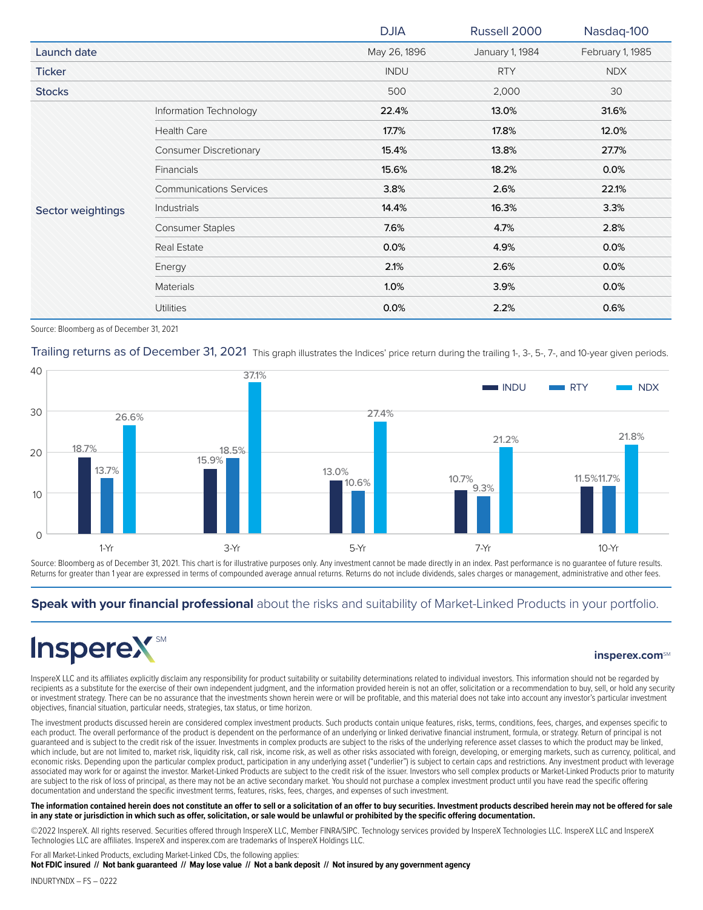| | | DJIA | Russell 2000 | Nasdaq-100 |
|---|---|---|---|---|
| Launch date | | May 26, 1896 | January 1, 1984 | February 1, 1985 |
| Ticker | | INDU | RTY | NDX |
| Stocks | | 500 | 2,000 | 30 |
| Sector weightings | Information Technology | 22.4% | 13.0% | 31.6% |
| | Health Care | 17.7% | 17.8% | 12.0% |
| | Consumer Discretionary | 15.4% | 13.8% | 27.7% |
| | Financials | 15.6% | 18.2% | 0.0% |
| | Communications Services | 3.8% | 2.6% | 22.1% |
| | Industrials | 14.4% | 16.3% | 3.3% |
| | Consumer Staples | 7.6% | 4.7% | 2.8% |
| | Real Estate | 0.0% | 4.9% | 0.0% |
| | Energy | 2.1% | 2.6% | 0.0% |
| | Materials | 1.0% | 3.9% | 0.0% |
| | Utilities | 0.0% | 2.2% | 0.6% |

Source: Bloomberg as of December 31, 2021

## Trailing returns as of December 31, 2021

This graph illustrates the Indices' price return during the trailing 1-, 3-, 5-, 7-, and 10-year given periods.

INDU RTY NDX

40
30
20
10
0

1-Yr: 18.7% 13.7% 26.6%
3-Yr: 15.9% 18.5% 37.1%
5-Yr: 13.0% 10.6% 27.4%
7-Yr: 10.7% 9.3% 21.2%
10-Yr: 11.5% 11.7% 21.8%

Source: Bloomberg as of December 31, 2021. This chart is for illustrative purposes only. Any investment cannot be made directly in an index. Past performance is no guarantee of future results. Returns for greater than 1 year are expressed in terms of compounded average annual returns. Returns do not include dividends, sales charges or management, administrative and other fees.

**Speak with your financial professional** about the risks and suitability of Market-Linked Products in your portfolio.

InspereX℠

**insperex.com**℠

InspereX LLC and its affiliates explicitly disclaim any responsibility for product suitability or suitability determinations related to individual investors. This information should not be regarded by recipients as a substitute for the exercise of their own independent judgment, and the information provided herein is not an offer, solicitation or a recommendation to buy, sell, or hold any security or investment strategy. There can be no assurance that the investments shown herein were or will be profitable, and this material does not take into account any investor's particular investment objectives, financial situation, particular needs, strategies, tax status, or time horizon.

The investment products discussed herein are considered complex investment products. Such products contain unique features, risks, terms, conditions, fees, charges, and expenses specific to each product. The overall performance of the product is dependent on the performance of an underlying or linked derivative financial instrument, formula, or strategy. Return of principal is not guaranteed and is subject to the credit risk of the issuer. Investments in complex products are subject to the risks of the underlying reference asset classes to which the product may be linked, which include, but are not limited to, market risk, liquidity risk, call risk, income risk, as well as other risks associated with foreign, developing, or emerging markets, such as currency, political, and economic risks. Depending upon the particular complex product, participation in any underlying asset ("underlier") is subject to certain caps and restrictions. Any investment product with leverage associated may work for or against the investor. Market-Linked Products are subject to the credit risk of the issuer. Investors who sell complex products or Market-Linked Products prior to maturity are subject to the risk of loss of principal, as there may not be an active secondary market. You should not purchase a complex investment product until you have read the specific offering documentation and understand the specific investment terms, features, risks, fees, charges, and expenses of such investment.

**The information contained herein does not constitute an offer to sell or a solicitation of an offer to buy securities. Investment products described herein may not be offered for sale in any state or jurisdiction in which such as offer, solicitation, or sale would be unlawful or prohibited by the specific offering documentation.**

©2022 InspereX. All rights reserved. Securities offered through InspereX LLC, Member FINRA/SIPC. Technology services provided by InspereX Technologies LLC. InspereX LLC and InspereX Technologies LLC are affiliates. InspereX and insperex.com are trademarks of InspereX Holdings LLC.

For all Market-Linked Products, excluding Market-Linked CDs, the following applies:
**Not FDIC insured // Not bank guaranteed // May lose value // Not a bank deposit // Not insured by any government agency**

INDURTYNDX – FS – 0222